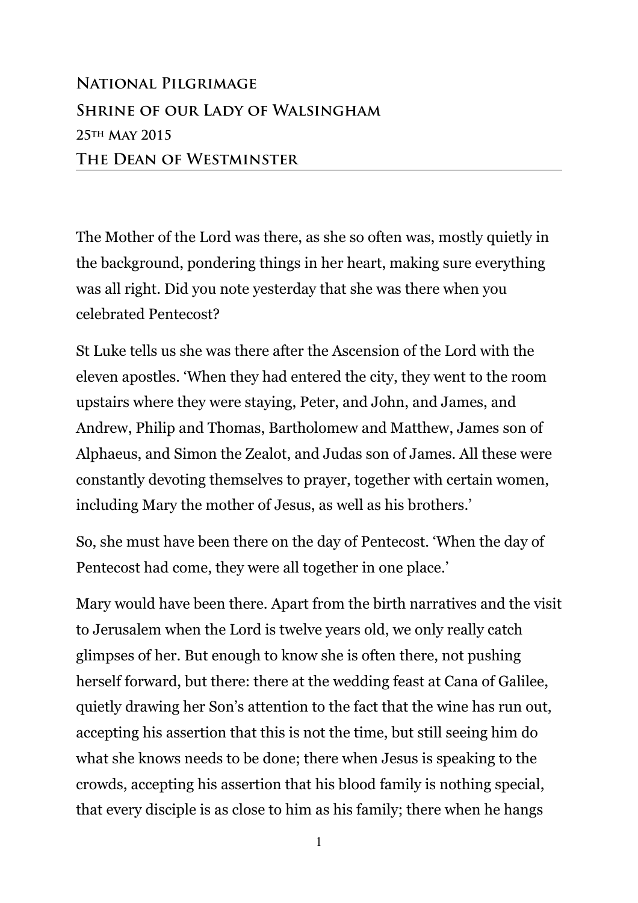**National Pilgrimage**
**Shrine of our Lady of Walsingham**
**25th May 2015**
**The Dean of Westminster**

---

The Mother of the Lord was there, as she so often was, mostly quietly in the background, pondering things in her heart, making sure everything was all right. Did you note yesterday that she was there when you celebrated Pentecost?

St Luke tells us she was there after the Ascension of the Lord with the eleven apostles. 'When they had entered the city, they went to the room upstairs where they were staying, Peter, and John, and James, and Andrew, Philip and Thomas, Bartholomew and Matthew, James son of Alphaeus, and Simon the Zealot, and Judas son of James. All these were constantly devoting themselves to prayer, together with certain women, including Mary the mother of Jesus, as well as his brothers.'

So, she must have been there on the day of Pentecost. 'When the day of Pentecost had come, they were all together in one place.'

Mary would have been there. Apart from the birth narratives and the visit to Jerusalem when the Lord is twelve years old, we only really catch glimpses of her. But enough to know she is often there, not pushing herself forward, but there: there at the wedding feast at Cana of Galilee, quietly drawing her Son's attention to the fact that the wine has run out, accepting his assertion that this is not the time, but still seeing him do what she knows needs to be done; there when Jesus is speaking to the crowds, accepting his assertion that his blood family is nothing special, that every disciple is as close to him as his family; there when he hangs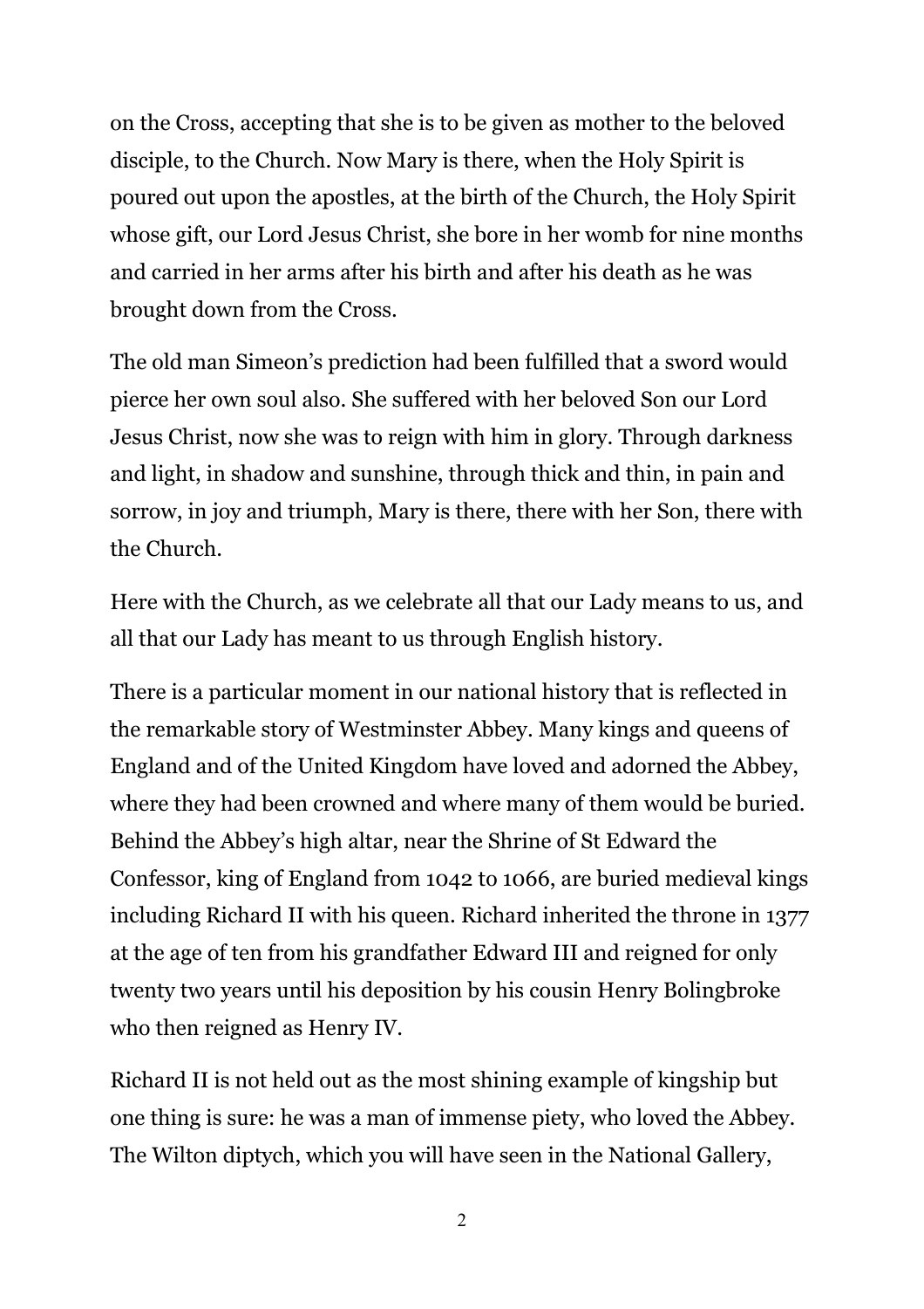on the Cross, accepting that she is to be given as mother to the beloved disciple, to the Church. Now Mary is there, when the Holy Spirit is poured out upon the apostles, at the birth of the Church, the Holy Spirit whose gift, our Lord Jesus Christ, she bore in her womb for nine months and carried in her arms after his birth and after his death as he was brought down from the Cross.

The old man Simeon's prediction had been fulfilled that a sword would pierce her own soul also. She suffered with her beloved Son our Lord Jesus Christ, now she was to reign with him in glory. Through darkness and light, in shadow and sunshine, through thick and thin, in pain and sorrow, in joy and triumph, Mary is there, there with her Son, there with the Church.

Here with the Church, as we celebrate all that our Lady means to us, and all that our Lady has meant to us through English history.

There is a particular moment in our national history that is reflected in the remarkable story of Westminster Abbey. Many kings and queens of England and of the United Kingdom have loved and adorned the Abbey, where they had been crowned and where many of them would be buried. Behind the Abbey's high altar, near the Shrine of St Edward the Confessor, king of England from 1042 to 1066, are buried medieval kings including Richard II with his queen. Richard inherited the throne in 1377 at the age of ten from his grandfather Edward III and reigned for only twenty two years until his deposition by his cousin Henry Bolingbroke who then reigned as Henry IV.

Richard II is not held out as the most shining example of kingship but one thing is sure: he was a man of immense piety, who loved the Abbey. The Wilton diptych, which you will have seen in the National Gallery,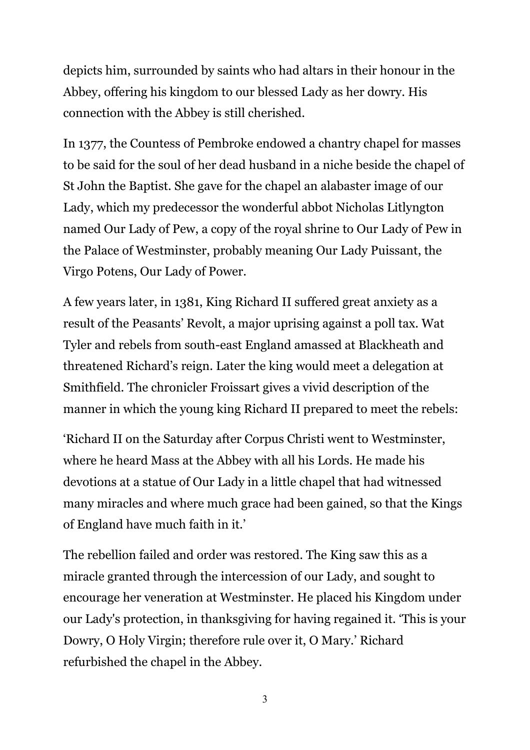depicts him, surrounded by saints who had altars in their honour in the Abbey, offering his kingdom to our blessed Lady as her dowry. His connection with the Abbey is still cherished.

In 1377, the Countess of Pembroke endowed a chantry chapel for masses to be said for the soul of her dead husband in a niche beside the chapel of St John the Baptist. She gave for the chapel an alabaster image of our Lady, which my predecessor the wonderful abbot Nicholas Litlyngton named Our Lady of Pew, a copy of the royal shrine to Our Lady of Pew in the Palace of Westminster, probably meaning Our Lady Puissant, the Virgo Potens, Our Lady of Power.

A few years later, in 1381, King Richard II suffered great anxiety as a result of the Peasants' Revolt, a major uprising against a poll tax. Wat Tyler and rebels from south-east England amassed at Blackheath and threatened Richard's reign. Later the king would meet a delegation at Smithfield. The chronicler Froissart gives a vivid description of the manner in which the young king Richard II prepared to meet the rebels:

'Richard II on the Saturday after Corpus Christi went to Westminster, where he heard Mass at the Abbey with all his Lords. He made his devotions at a statue of Our Lady in a little chapel that had witnessed many miracles and where much grace had been gained, so that the Kings of England have much faith in it.'

The rebellion failed and order was restored. The King saw this as a miracle granted through the intercession of our Lady, and sought to encourage her veneration at Westminster. He placed his Kingdom under our Lady's protection, in thanksgiving for having regained it. 'This is your Dowry, O Holy Virgin; therefore rule over it, O Mary.' Richard refurbished the chapel in the Abbey.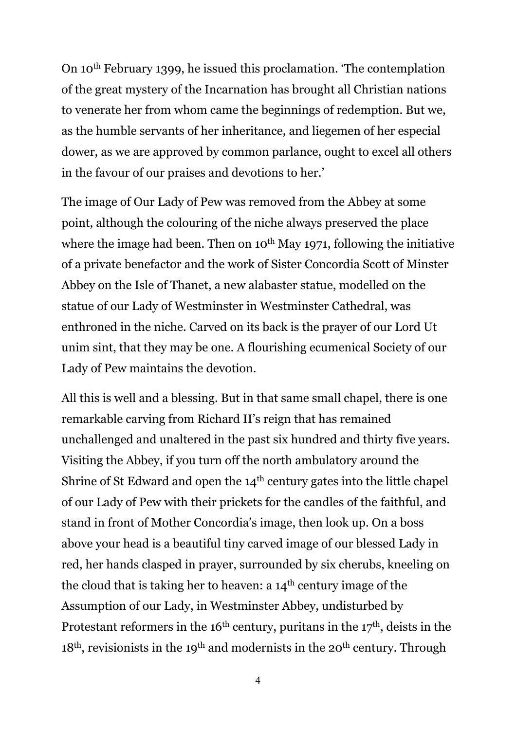On 10th February 1399, he issued this proclamation. 'The contemplation of the great mystery of the Incarnation has brought all Christian nations to venerate her from whom came the beginnings of redemption. But we, as the humble servants of her inheritance, and liegemen of her especial dower, as we are approved by common parlance, ought to excel all others in the favour of our praises and devotions to her.'

The image of Our Lady of Pew was removed from the Abbey at some point, although the colouring of the niche always preserved the place where the image had been. Then on 10th May 1971, following the initiative of a private benefactor and the work of Sister Concordia Scott of Minster Abbey on the Isle of Thanet, a new alabaster statue, modelled on the statue of our Lady of Westminster in Westminster Cathedral, was enthroned in the niche. Carved on its back is the prayer of our Lord Ut unim sint, that they may be one. A flourishing ecumenical Society of our Lady of Pew maintains the devotion.

All this is well and a blessing. But in that same small chapel, there is one remarkable carving from Richard II's reign that has remained unchallenged and unaltered in the past six hundred and thirty five years. Visiting the Abbey, if you turn off the north ambulatory around the Shrine of St Edward and open the 14th century gates into the little chapel of our Lady of Pew with their prickets for the candles of the faithful, and stand in front of Mother Concordia's image, then look up. On a boss above your head is a beautiful tiny carved image of our blessed Lady in red, her hands clasped in prayer, surrounded by six cherubs, kneeling on the cloud that is taking her to heaven: a 14th century image of the Assumption of our Lady, in Westminster Abbey, undisturbed by Protestant reformers in the 16th century, puritans in the 17th, deists in the 18th, revisionists in the 19th and modernists in the 20th century. Through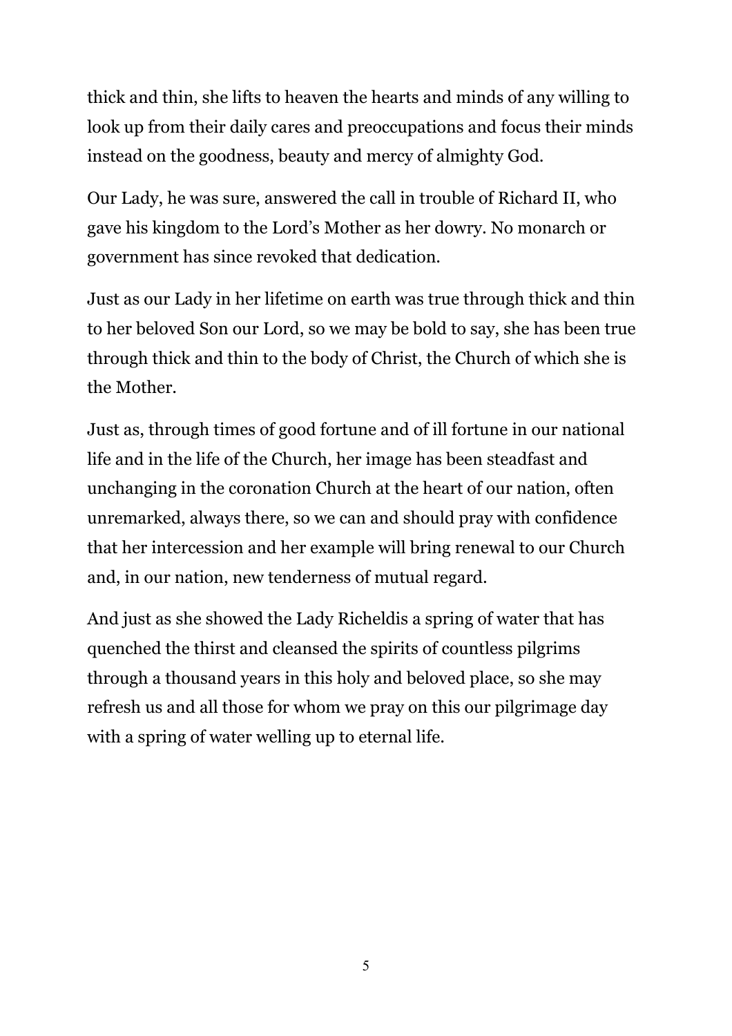thick and thin, she lifts to heaven the hearts and minds of any willing to look up from their daily cares and preoccupations and focus their minds instead on the goodness, beauty and mercy of almighty God.

Our Lady, he was sure, answered the call in trouble of Richard II, who gave his kingdom to the Lord's Mother as her dowry. No monarch or government has since revoked that dedication.

Just as our Lady in her lifetime on earth was true through thick and thin to her beloved Son our Lord, so we may be bold to say, she has been true through thick and thin to the body of Christ, the Church of which she is the Mother.

Just as, through times of good fortune and of ill fortune in our national life and in the life of the Church, her image has been steadfast and unchanging in the coronation Church at the heart of our nation, often unremarked, always there, so we can and should pray with confidence that her intercession and her example will bring renewal to our Church and, in our nation, new tenderness of mutual regard.

And just as she showed the Lady Richeldis a spring of water that has quenched the thirst and cleansed the spirits of countless pilgrims through a thousand years in this holy and beloved place, so she may refresh us and all those for whom we pray on this our pilgrimage day with a spring of water welling up to eternal life.